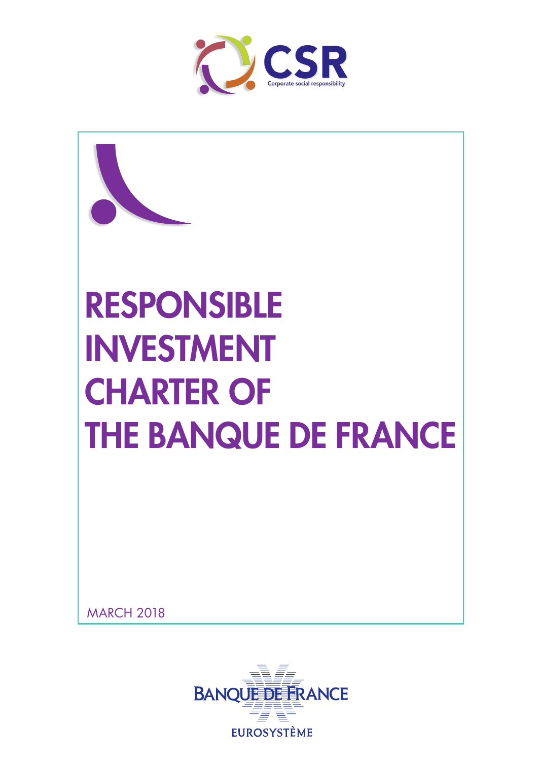CSR

Corporate social responsibility

# RESPONSIBLE INVESTMENT CHARTER OF THE BANQUE DE FRANCE

MARCH 2018

BANQUE DE FRANCE

EUROSYSTÈME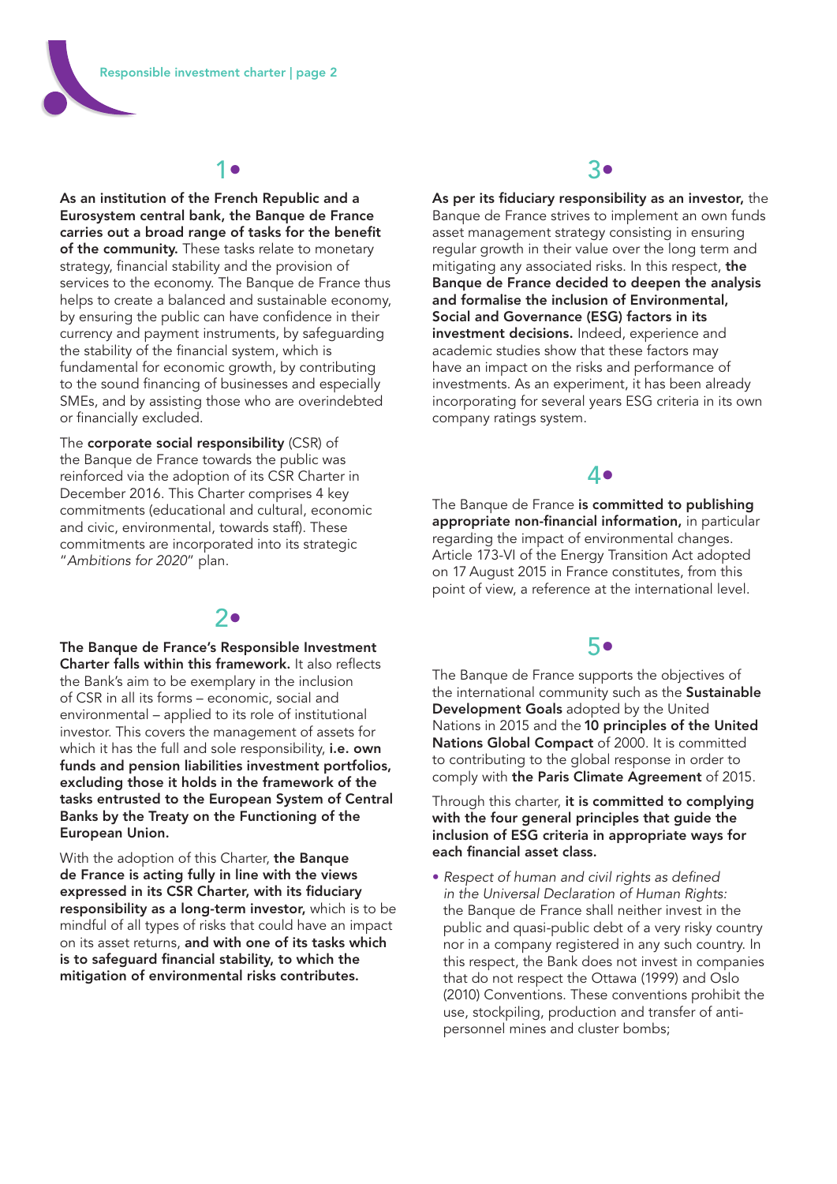## 1•

**As an institution of the French Republic and a Eurosystem central bank, the Banque de France carries out a broad range of tasks for the benefit of the community.** These tasks relate to monetary strategy, financial stability and the provision of services to the economy. The Banque de France thus helps to create a balanced and sustainable economy, by ensuring the public can have confidence in their currency and payment instruments, by safeguarding the stability of the financial system, which is fundamental for economic growth, by contributing to the sound financing of businesses and especially SMEs, and by assisting those who are overindebted or financially excluded.

The **corporate social responsibility** (CSR) of the Banque de France towards the public was reinforced via the adoption of its CSR Charter in December 2016. This Charter comprises 4 key commitments (educational and cultural, economic and civic, environmental, towards staff). These commitments are incorporated into its strategic "*Ambitions for 2020*" plan.

## 2•

**The Banque de France's Responsible Investment Charter falls within this framework.** It also reflects the Bank's aim to be exemplary in the inclusion of CSR in all its forms – economic, social and environmental – applied to its role of institutional investor. This covers the management of assets for which it has the full and sole responsibility, **i.e. own funds and pension liabilities investment portfolios, excluding those it holds in the framework of the tasks entrusted to the European System of Central Banks by the Treaty on the Functioning of the European Union.**

With the adoption of this Charter, **the Banque de France is acting fully in line with the views expressed in its CSR Charter, with its fiduciary responsibility as a long-term investor,** which is to be mindful of all types of risks that could have an impact on its asset returns, **and with one of its tasks which is to safeguard financial stability, to which the mitigation of environmental risks contributes.**

## 3•

**As per its fiduciary responsibility as an investor,** the Banque de France strives to implement an own funds asset management strategy consisting in ensuring regular growth in their value over the long term and mitigating any associated risks. In this respect, **the Banque de France decided to deepen the analysis and formalise the inclusion of Environmental, Social and Governance (ESG) factors in its investment decisions.** Indeed, experience and academic studies show that these factors may have an impact on the risks and performance of investments. As an experiment, it has been already incorporating for several years ESG criteria in its own company ratings system.

## 4•

The Banque de France **is committed to publishing appropriate non-financial information,** in particular regarding the impact of environmental changes. Article 173-VI of the Energy Transition Act adopted on 17 August 2015 in France constitutes, from this point of view, a reference at the international level.

## 5•

The Banque de France supports the objectives of the international community such as the **Sustainable Development Goals** adopted by the United Nations in 2015 and the **10 principles of the United Nations Global Compact** of 2000. It is committed to contributing to the global response in order to comply with **the Paris Climate Agreement** of 2015.

Through this charter, **it is committed to complying with the four general principles that guide the inclusion of ESG criteria in appropriate ways for each financial asset class.**

- *Respect of human and civil rights as defined in the Universal Declaration of Human Rights:* the Banque de France shall neither invest in the public and quasi-public debt of a very risky country nor in a company registered in any such country. In this respect, the Bank does not invest in companies that do not respect the Ottawa (1999) and Oslo (2010) Conventions. These conventions prohibit the use, stockpiling, production and transfer of anti-personnel mines and cluster bombs;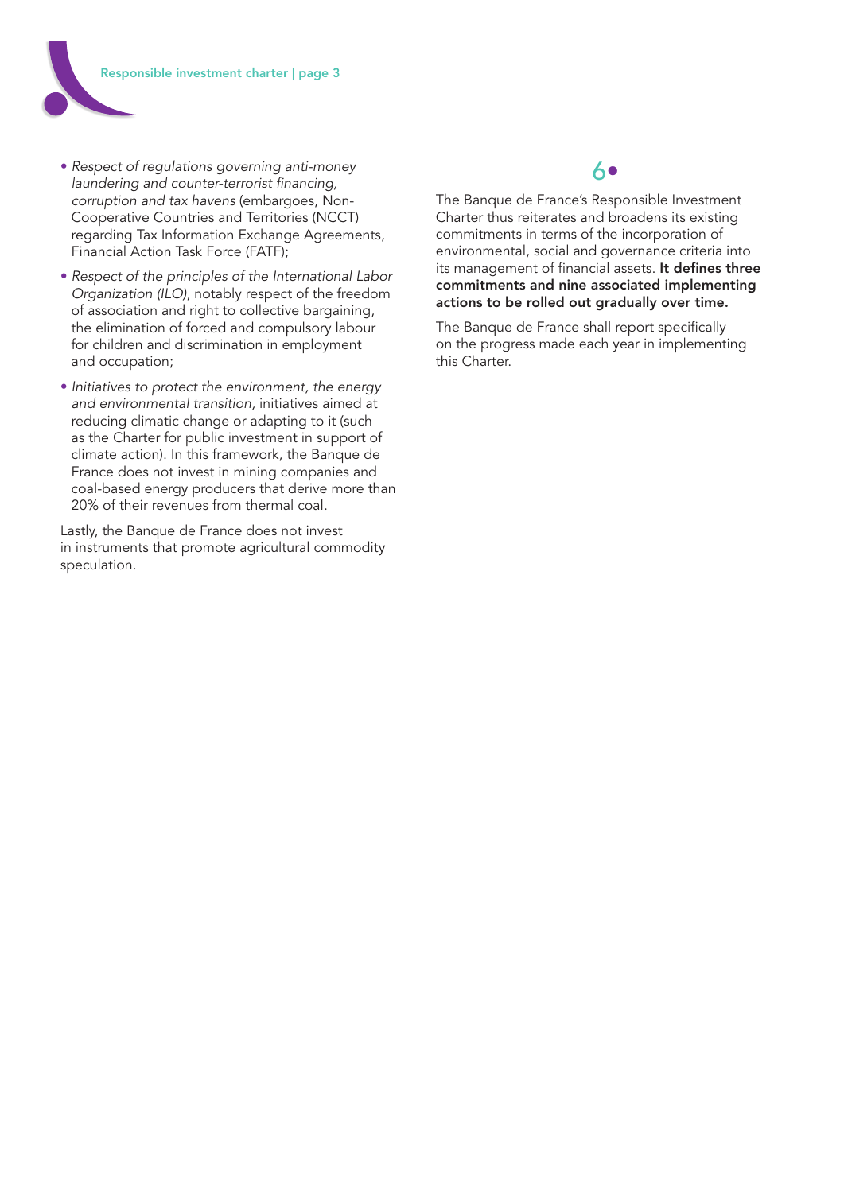- *Respect of regulations governing anti-money laundering and counter-terrorist financing, corruption and tax havens* (embargoes, Non-Cooperative Countries and Territories (NCCT) regarding Tax Information Exchange Agreements, Financial Action Task Force (FATF);
- *Respect of the principles of the International Labor Organization (ILO)*, notably respect of the freedom of association and right to collective bargaining, the elimination of forced and compulsory labour for children and discrimination in employment and occupation;
- *Initiatives to protect the environment, the energy and environmental transition*, initiatives aimed at reducing climatic change or adapting to it (such as the Charter for public investment in support of climate action). In this framework, the Banque de France does not invest in mining companies and coal-based energy producers that derive more than 20% of their revenues from thermal coal.

Lastly, the Banque de France does not invest in instruments that promote agricultural commodity speculation.

## 6•

The Banque de France's Responsible Investment Charter thus reiterates and broadens its existing commitments in terms of the incorporation of environmental, social and governance criteria into its management of financial assets. **It defines three commitments and nine associated implementing actions to be rolled out gradually over time.**

The Banque de France shall report specifically on the progress made each year in implementing this Charter.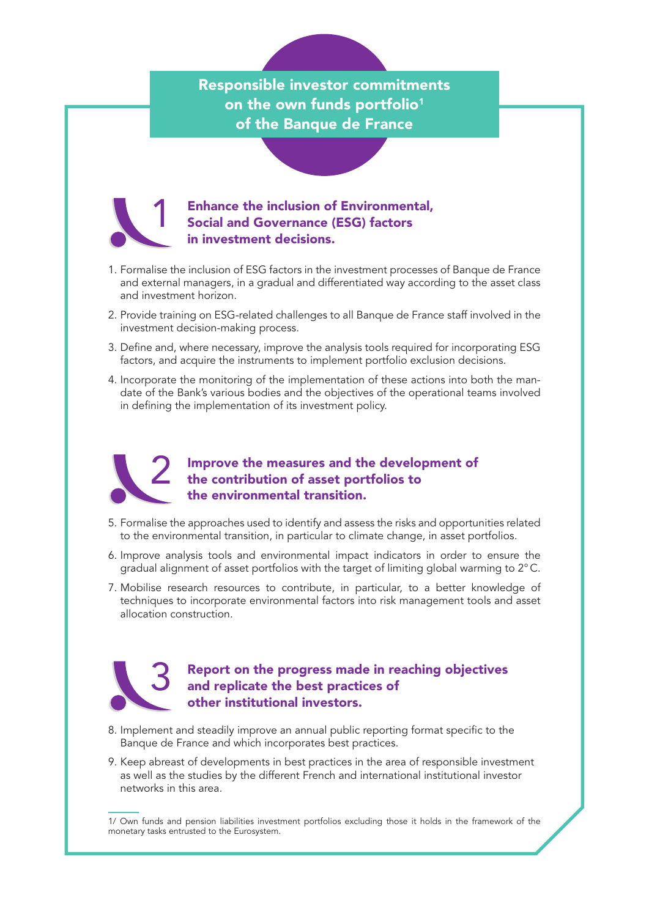# Responsible investor commitments on the own funds portfolio[1] of the Banque de France

## 1 Enhance the inclusion of Environmental, Social and Governance (ESG) factors in investment decisions.

1. Formalise the inclusion of ESG factors in the investment processes of Banque de France and external managers, in a gradual and differentiated way according to the asset class and investment horizon.
2. Provide training on ESG-related challenges to all Banque de France staff involved in the investment decision-making process.
3. Define and, where necessary, improve the analysis tools required for incorporating ESG factors, and acquire the instruments to implement portfolio exclusion decisions.
4. Incorporate the monitoring of the implementation of these actions into both the mandate of the Bank's various bodies and the objectives of the operational teams involved in defining the implementation of its investment policy.

## 2 Improve the measures and the development of the contribution of asset portfolios to the environmental transition.

5. Formalise the approaches used to identify and assess the risks and opportunities related to the environmental transition, in particular to climate change, in asset portfolios.
6. Improve analysis tools and environmental impact indicators in order to ensure the gradual alignment of asset portfolios with the target of limiting global warming to 2°C.
7. Mobilise research resources to contribute, in particular, to a better knowledge of techniques to incorporate environmental factors into risk management tools and asset allocation construction.

## 3 Report on the progress made in reaching objectives and replicate the best practices of other institutional investors.

8. Implement and steadily improve an annual public reporting format specific to the Banque de France and which incorporates best practices.
9. Keep abreast of developments in best practices in the area of responsible investment as well as the studies by the different French and international institutional investor networks in this area.

---

1/ Own funds and pension liabilities investment portfolios excluding those it holds in the framework of the monetary tasks entrusted to the Eurosystem.